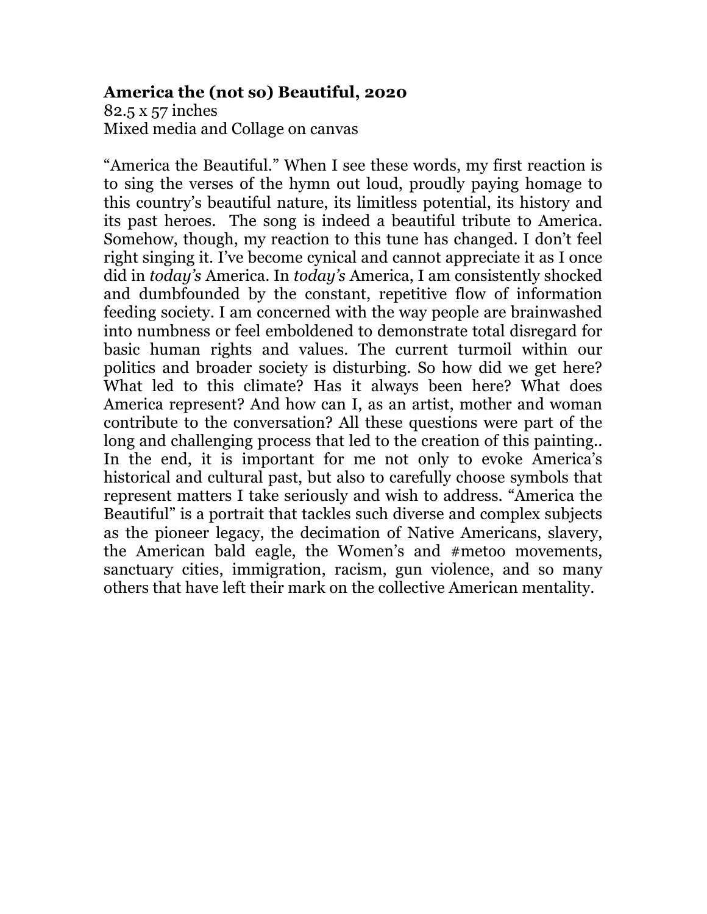**America the (not so) Beautiful, 2020**
82.5 x 57 inches
Mixed media and Collage on canvas

"America the Beautiful." When I see these words, my first reaction is to sing the verses of the hymn out loud, proudly paying homage to this country's beautiful nature, its limitless potential, its history and its past heroes. The song is indeed a beautiful tribute to America. Somehow, though, my reaction to this tune has changed. I don't feel right singing it. I've become cynical and cannot appreciate it as I once did in *today's* America. In *today's* America, I am consistently shocked and dumbfounded by the constant, repetitive flow of information feeding society. I am concerned with the way people are brainwashed into numbness or feel emboldened to demonstrate total disregard for basic human rights and values. The current turmoil within our politics and broader society is disturbing. So how did we get here? What led to this climate? Has it always been here? What does America represent? And how can I, as an artist, mother and woman contribute to the conversation? All these questions were part of the long and challenging process that led to the creation of this painting.. In the end, it is important for me not only to evoke America's historical and cultural past, but also to carefully choose symbols that represent matters I take seriously and wish to address. "America the Beautiful" is a portrait that tackles such diverse and complex subjects as the pioneer legacy, the decimation of Native Americans, slavery, the American bald eagle, the Women's and #metoo movements, sanctuary cities, immigration, racism, gun violence, and so many others that have left their mark on the collective American mentality.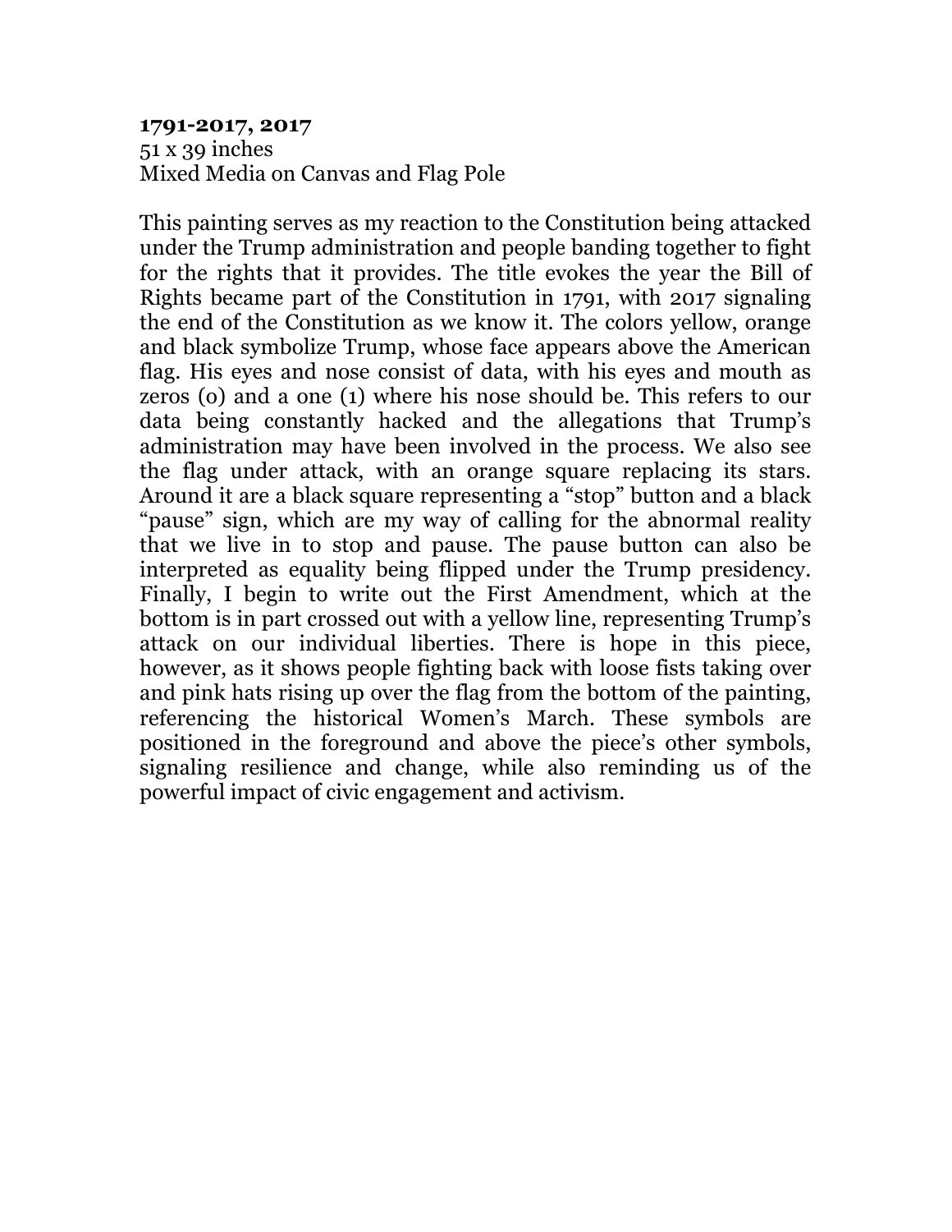**1791-2017, 2017**
51 x 39 inches
Mixed Media on Canvas and Flag Pole

This painting serves as my reaction to the Constitution being attacked under the Trump administration and people banding together to fight for the rights that it provides. The title evokes the year the Bill of Rights became part of the Constitution in 1791, with 2017 signaling the end of the Constitution as we know it. The colors yellow, orange and black symbolize Trump, whose face appears above the American flag. His eyes and nose consist of data, with his eyes and mouth as zeros (0) and a one (1) where his nose should be. This refers to our data being constantly hacked and the allegations that Trump's administration may have been involved in the process. We also see the flag under attack, with an orange square replacing its stars. Around it are a black square representing a "stop" button and a black "pause" sign, which are my way of calling for the abnormal reality that we live in to stop and pause. The pause button can also be interpreted as equality being flipped under the Trump presidency. Finally, I begin to write out the First Amendment, which at the bottom is in part crossed out with a yellow line, representing Trump's attack on our individual liberties. There is hope in this piece, however, as it shows people fighting back with loose fists taking over and pink hats rising up over the flag from the bottom of the painting, referencing the historical Women's March. These symbols are positioned in the foreground and above the piece's other symbols, signaling resilience and change, while also reminding us of the powerful impact of civic engagement and activism.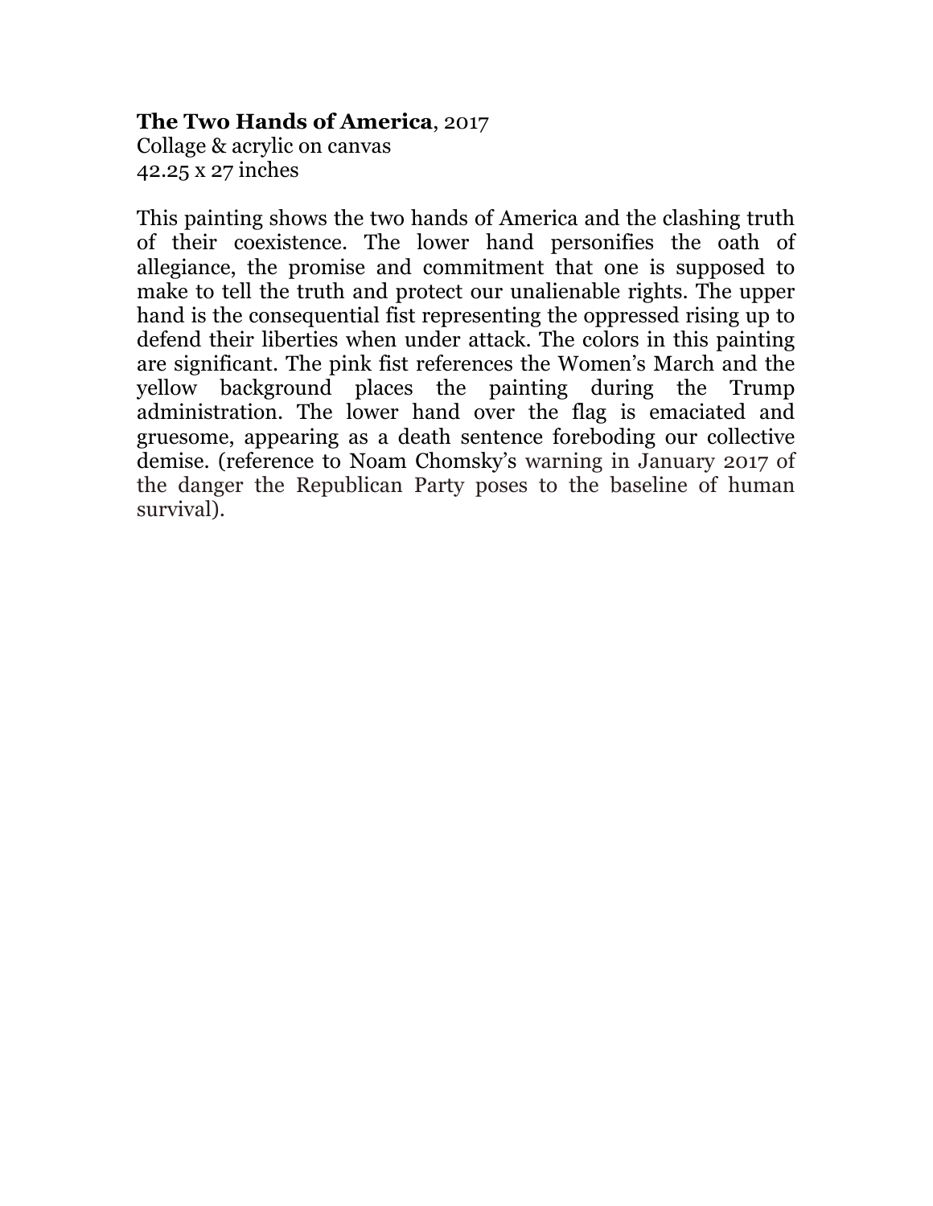**The Two Hands of America**, 2017
Collage & acrylic on canvas
42.25 x 27 inches

This painting shows the two hands of America and the clashing truth of their coexistence. The lower hand personifies the oath of allegiance, the promise and commitment that one is supposed to make to tell the truth and protect our unalienable rights. The upper hand is the consequential fist representing the oppressed rising up to defend their liberties when under attack. The colors in this painting are significant. The pink fist references the Women's March and the yellow background places the painting during the Trump administration. The lower hand over the flag is emaciated and gruesome, appearing as a death sentence foreboding our collective demise. (reference to Noam Chomsky's warning in January 2017 of the danger the Republican Party poses to the baseline of human survival).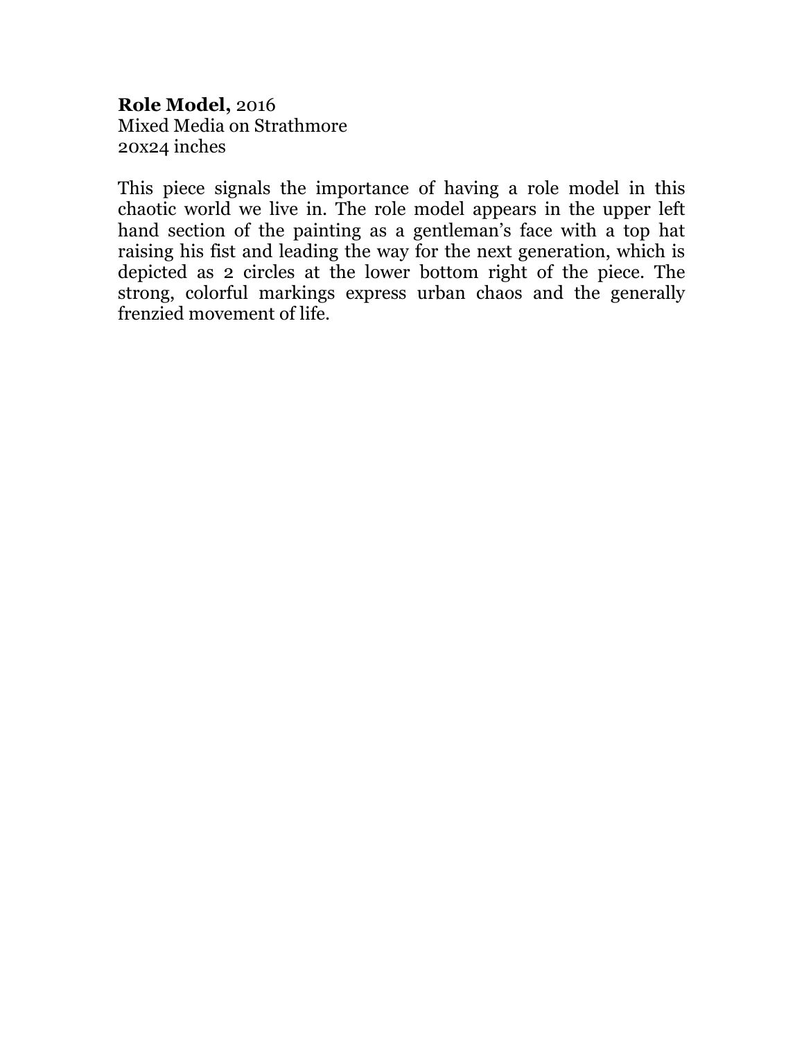**Role Model,** 2016
Mixed Media on Strathmore
20x24 inches

This piece signals the importance of having a role model in this chaotic world we live in. The role model appears in the upper left hand section of the painting as a gentleman's face with a top hat raising his fist and leading the way for the next generation, which is depicted as 2 circles at the lower bottom right of the piece. The strong, colorful markings express urban chaos and the generally frenzied movement of life.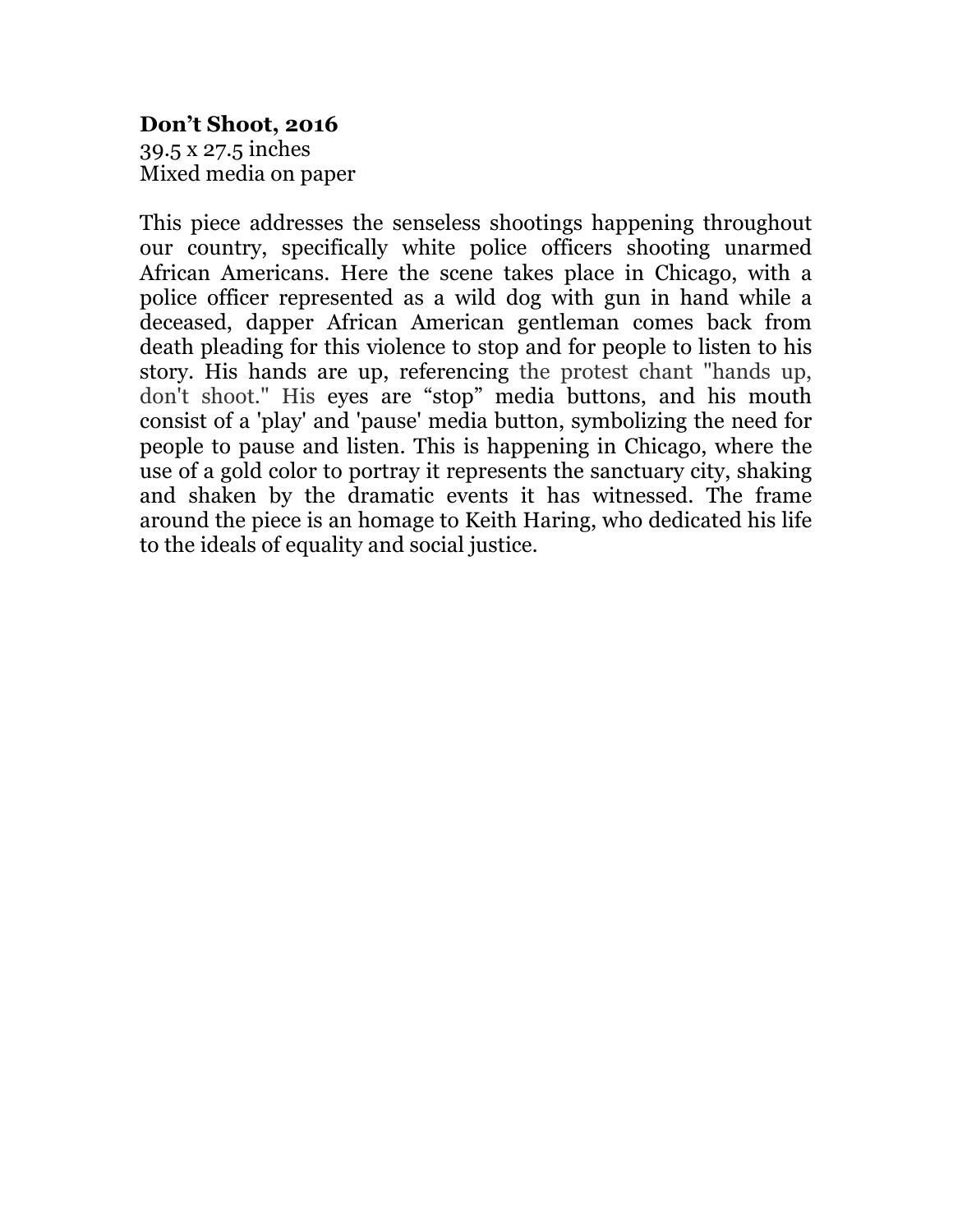**Don’t Shoot, 2016**
39.5 x 27.5 inches
Mixed media on paper

This piece addresses the senseless shootings happening throughout our country, specifically white police officers shooting unarmed African Americans. Here the scene takes place in Chicago, with a police officer represented as a wild dog with gun in hand while a deceased, dapper African American gentleman comes back from death pleading for this violence to stop and for people to listen to his story. His hands are up, referencing the protest chant "hands up, don't shoot." His eyes are “stop” media buttons, and his mouth consist of a 'play' and 'pause' media button, symbolizing the need for people to pause and listen. This is happening in Chicago, where the use of a gold color to portray it represents the sanctuary city, shaking and shaken by the dramatic events it has witnessed. The frame around the piece is an homage to Keith Haring, who dedicated his life to the ideals of equality and social justice.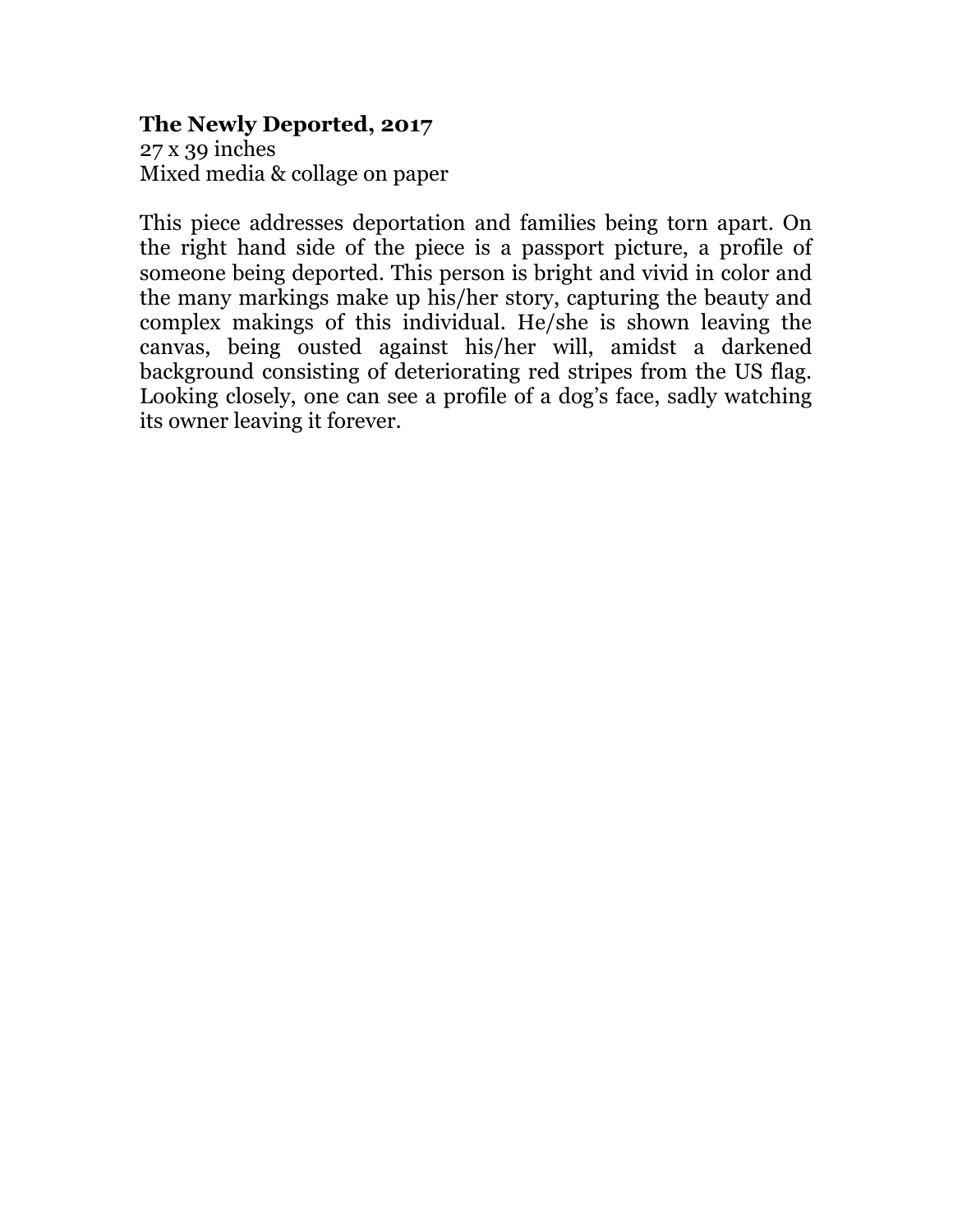**The Newly Deported, 2017**
27 x 39 inches
Mixed media & collage on paper

This piece addresses deportation and families being torn apart. On the right hand side of the piece is a passport picture, a profile of someone being deported. This person is bright and vivid in color and the many markings make up his/her story, capturing the beauty and complex makings of this individual. He/she is shown leaving the canvas, being ousted against his/her will, amidst a darkened background consisting of deteriorating red stripes from the US flag. Looking closely, one can see a profile of a dog's face, sadly watching its owner leaving it forever.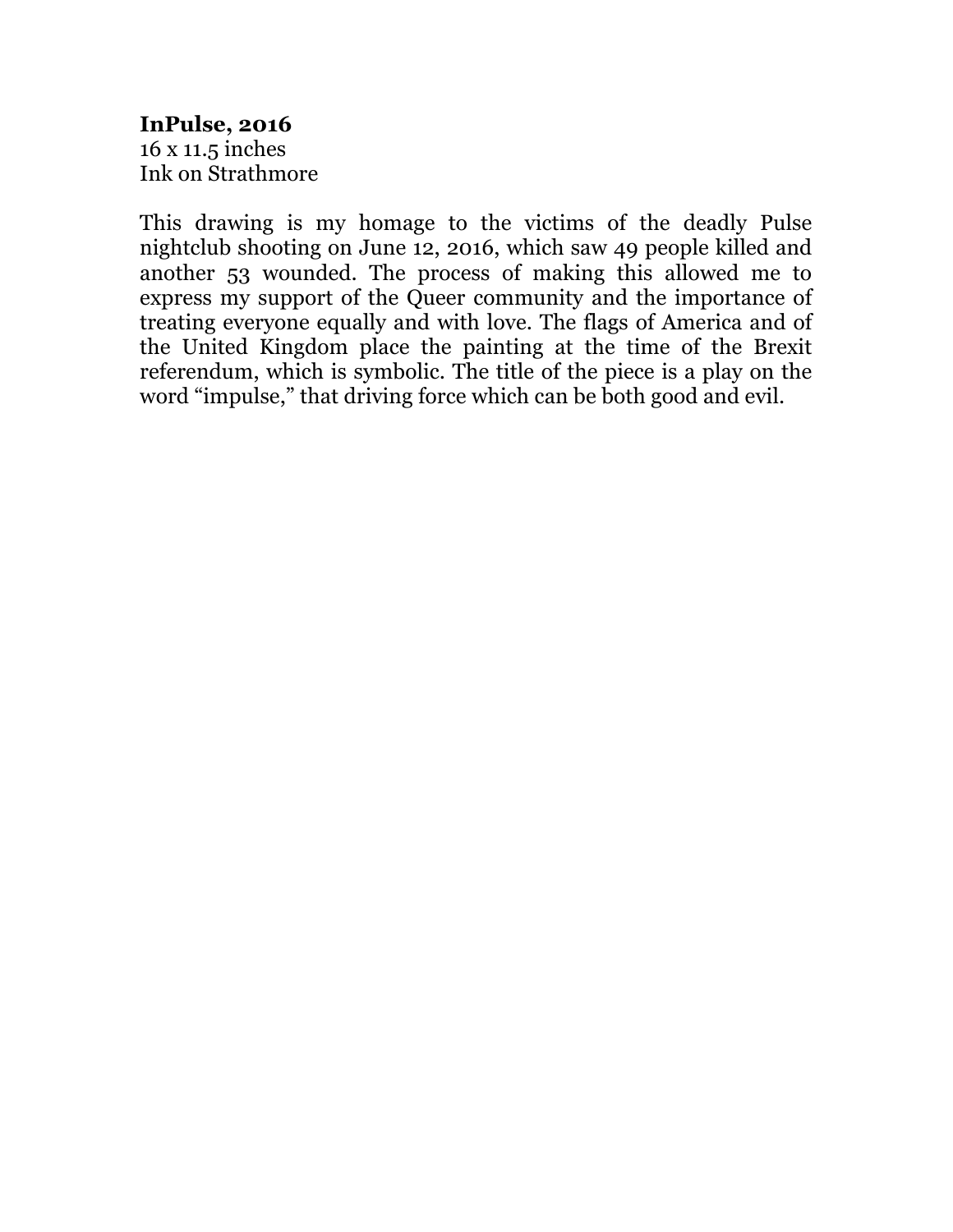**InPulse, 2016**
16 x 11.5 inches
Ink on Strathmore

This drawing is my homage to the victims of the deadly Pulse nightclub shooting on June 12, 2016, which saw 49 people killed and another 53 wounded. The process of making this allowed me to express my support of the Queer community and the importance of treating everyone equally and with love. The flags of America and of the United Kingdom place the painting at the time of the Brexit referendum, which is symbolic. The title of the piece is a play on the word "impulse," that driving force which can be both good and evil.